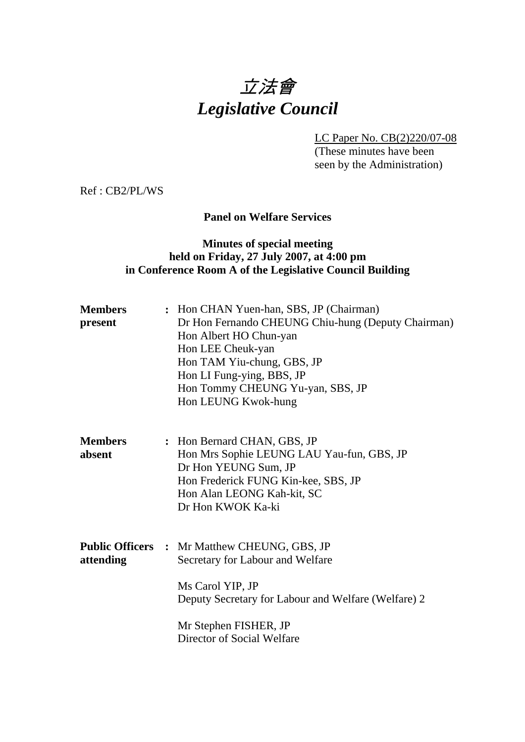# 立法會
# *Legislative Council*

LC Paper No. CB(2)220/07-08
(These minutes have been seen by the Administration)

Ref : CB2/PL/WS

**Panel on Welfare Services**

**Minutes of special meeting**
**held on Friday, 27 July 2007, at 4:00 pm**
**in Conference Room A of the Legislative Council Building**

**Members present** : Hon CHAN Yuen-han, SBS, JP (Chairman)
Dr Hon Fernando CHEUNG Chiu-hung (Deputy Chairman)
Hon Albert HO Chun-yan
Hon LEE Cheuk-yan
Hon TAM Yiu-chung, GBS, JP
Hon LI Fung-ying, BBS, JP
Hon Tommy CHEUNG Yu-yan, SBS, JP
Hon LEUNG Kwok-hung

**Members absent** : Hon Bernard CHAN, GBS, JP
Hon Mrs Sophie LEUNG LAU Yau-fun, GBS, JP
Dr Hon YEUNG Sum, JP
Hon Frederick FUNG Kin-kee, SBS, JP
Hon Alan LEONG Kah-kit, SC
Dr Hon KWOK Ka-ki

**Public Officers attending** : Mr Matthew CHEUNG, GBS, JP
Secretary for Labour and Welfare

Ms Carol YIP, JP
Deputy Secretary for Labour and Welfare (Welfare) 2

Mr Stephen FISHER, JP
Director of Social Welfare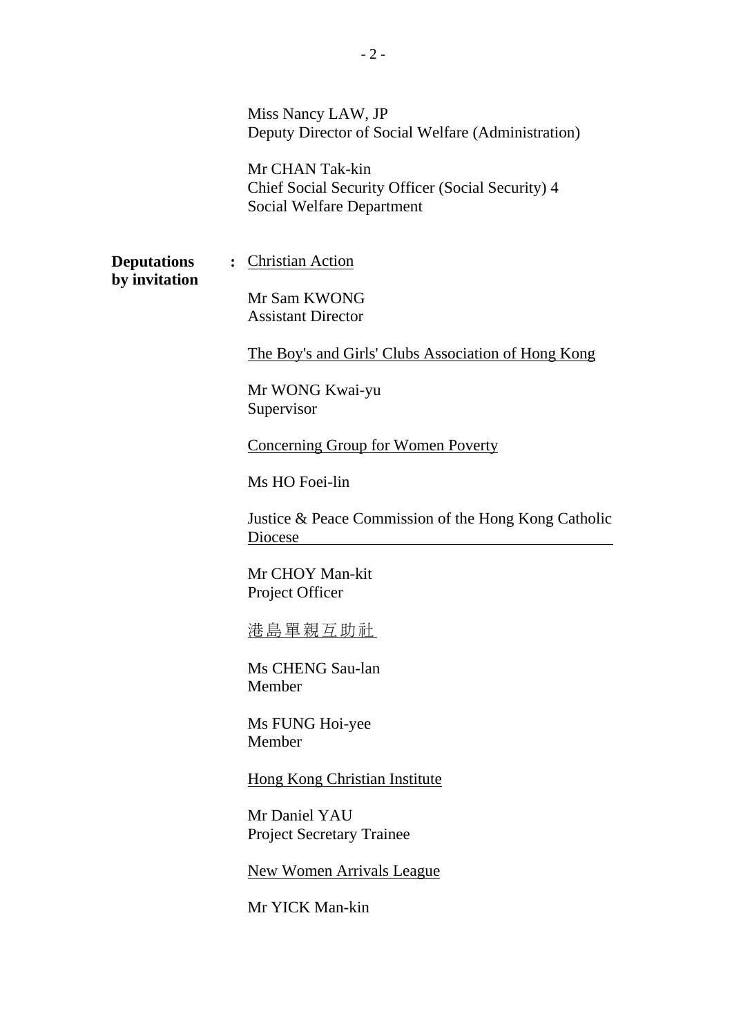Miss Nancy LAW, JP
Deputy Director of Social Welfare (Administration)

Mr CHAN Tak-kin
Chief Social Security Officer (Social Security) 4
Social Welfare Department

**Deputations by invitation** :

<u>Christian Action</u>

Mr Sam KWONG
Assistant Director

<u>The Boy's and Girls' Clubs Association of Hong Kong</u>

Mr WONG Kwai-yu
Supervisor

<u>Concerning Group for Women Poverty</u>

Ms HO Foei-lin

<u>Justice & Peace Commission of the Hong Kong Catholic Diocese</u>

Mr CHOY Man-kit
Project Officer

<u>港島單親互助社</u>

Ms CHENG Sau-lan
Member

Ms FUNG Hoi-yee
Member

<u>Hong Kong Christian Institute</u>

Mr Daniel YAU
Project Secretary Trainee

<u>New Women Arrivals League</u>

Mr YICK Man-kin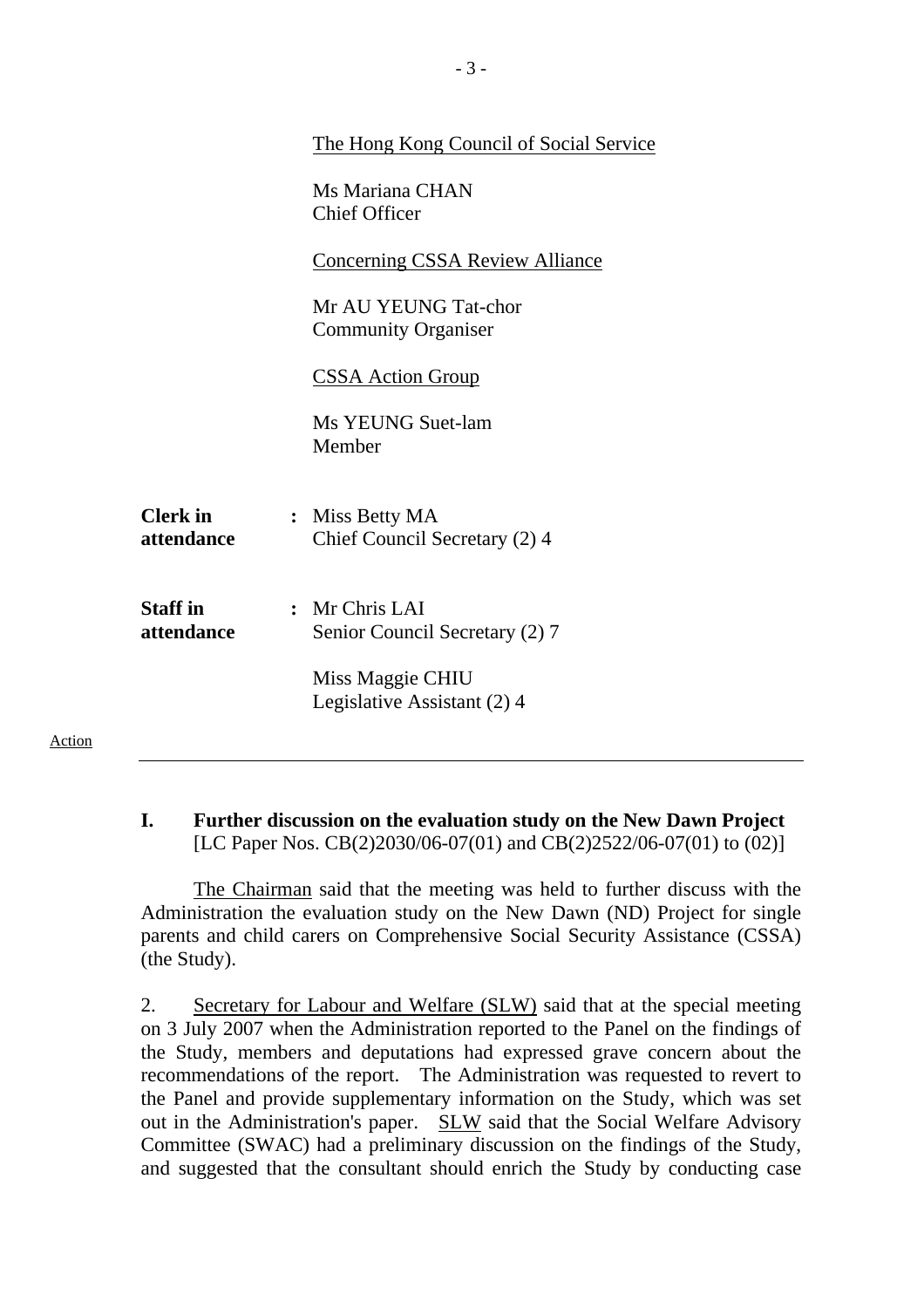The Hong Kong Council of Social Service

Ms Mariana CHAN
Chief Officer

Concerning CSSA Review Alliance

Mr AU YEUNG Tat-chor
Community Organiser

CSSA Action Group

Ms YEUNG Suet-lam
Member

**Clerk in attendance** : Miss Betty MA
Chief Council Secretary (2) 4

**Staff in attendance** : Mr Chris LAI
Senior Council Secretary (2) 7

Miss Maggie CHIU
Legislative Assistant (2) 4

Action

---

**I. Further discussion on the evaluation study on the New Dawn Project**
[LC Paper Nos. CB(2)2030/06-07(01) and CB(2)2522/06-07(01) to (02)]

The Chairman said that the meeting was held to further discuss with the Administration the evaluation study on the New Dawn (ND) Project for single parents and child carers on Comprehensive Social Security Assistance (CSSA) (the Study).

2. Secretary for Labour and Welfare (SLW) said that at the special meeting on 3 July 2007 when the Administration reported to the Panel on the findings of the Study, members and deputations had expressed grave concern about the recommendations of the report. The Administration was requested to revert to the Panel and provide supplementary information on the Study, which was set out in the Administration's paper. SLW said that the Social Welfare Advisory Committee (SWAC) had a preliminary discussion on the findings of the Study, and suggested that the consultant should enrich the Study by conducting case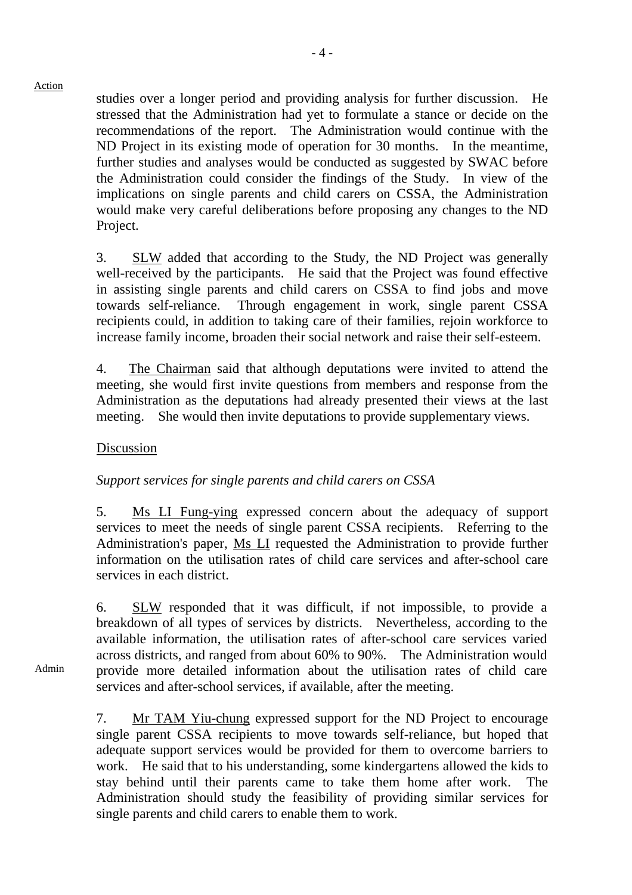Action

studies over a longer period and providing analysis for further discussion. He stressed that the Administration had yet to formulate a stance or decide on the recommendations of the report. The Administration would continue with the ND Project in its existing mode of operation for 30 months. In the meantime, further studies and analyses would be conducted as suggested by SWAC before the Administration could consider the findings of the Study. In view of the implications on single parents and child carers on CSSA, the Administration would make very careful deliberations before proposing any changes to the ND Project.

3. SLW added that according to the Study, the ND Project was generally well-received by the participants. He said that the Project was found effective in assisting single parents and child carers on CSSA to find jobs and move towards self-reliance. Through engagement in work, single parent CSSA recipients could, in addition to taking care of their families, rejoin workforce to increase family income, broaden their social network and raise their self-esteem.

4. The Chairman said that although deputations were invited to attend the meeting, she would first invite questions from members and response from the Administration as the deputations had already presented their views at the last meeting. She would then invite deputations to provide supplementary views.

Discussion

*Support services for single parents and child carers on CSSA*

5. Ms LI Fung-ying expressed concern about the adequacy of support services to meet the needs of single parent CSSA recipients. Referring to the Administration's paper, Ms LI requested the Administration to provide further information on the utilisation rates of child care services and after-school care services in each district.

6. SLW responded that it was difficult, if not impossible, to provide a breakdown of all types of services by districts. Nevertheless, according to the available information, the utilisation rates of after-school care services varied across districts, and ranged from about 60% to 90%. The Administration would provide more detailed information about the utilisation rates of child care services and after-school services, if available, after the meeting.

Admin

7. Mr TAM Yiu-chung expressed support for the ND Project to encourage single parent CSSA recipients to move towards self-reliance, but hoped that adequate support services would be provided for them to overcome barriers to work. He said that to his understanding, some kindergartens allowed the kids to stay behind until their parents came to take them home after work. The Administration should study the feasibility of providing similar services for single parents and child carers to enable them to work.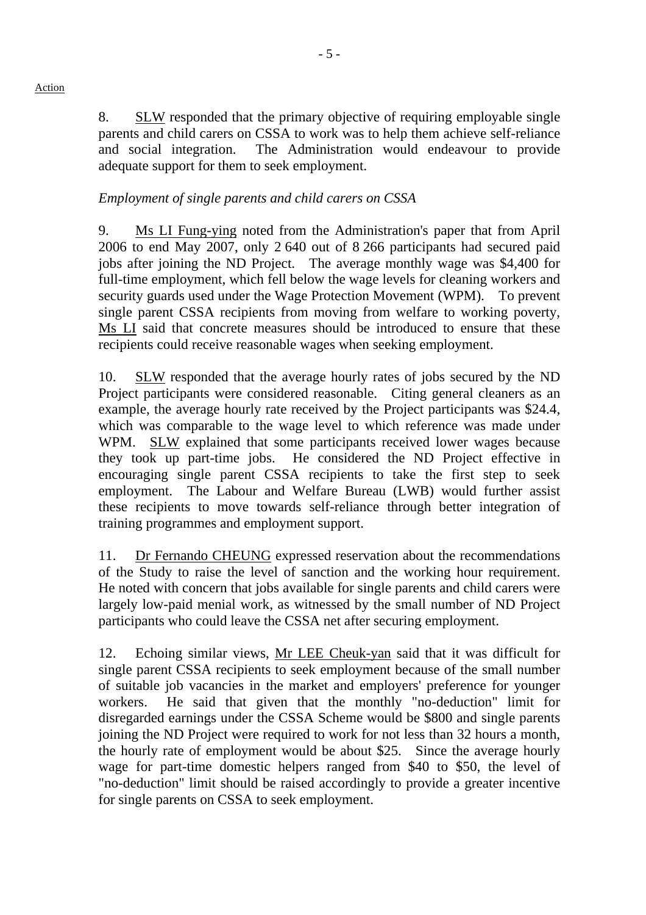Action

8. SLW responded that the primary objective of requiring employable single parents and child carers on CSSA to work was to help them achieve self-reliance and social integration. The Administration would endeavour to provide adequate support for them to seek employment.

*Employment of single parents and child carers on CSSA*

9. Ms LI Fung-ying noted from the Administration's paper that from April 2006 to end May 2007, only 2 640 out of 8 266 participants had secured paid jobs after joining the ND Project. The average monthly wage was $4,400 for full-time employment, which fell below the wage levels for cleaning workers and security guards used under the Wage Protection Movement (WPM). To prevent single parent CSSA recipients from moving from welfare to working poverty, Ms LI said that concrete measures should be introduced to ensure that these recipients could receive reasonable wages when seeking employment.

10. SLW responded that the average hourly rates of jobs secured by the ND Project participants were considered reasonable. Citing general cleaners as an example, the average hourly rate received by the Project participants was $24.4, which was comparable to the wage level to which reference was made under WPM. SLW explained that some participants received lower wages because they took up part-time jobs. He considered the ND Project effective in encouraging single parent CSSA recipients to take the first step to seek employment. The Labour and Welfare Bureau (LWB) would further assist these recipients to move towards self-reliance through better integration of training programmes and employment support.

11. Dr Fernando CHEUNG expressed reservation about the recommendations of the Study to raise the level of sanction and the working hour requirement. He noted with concern that jobs available for single parents and child carers were largely low-paid menial work, as witnessed by the small number of ND Project participants who could leave the CSSA net after securing employment.

12. Echoing similar views, Mr LEE Cheuk-yan said that it was difficult for single parent CSSA recipients to seek employment because of the small number of suitable job vacancies in the market and employers' preference for younger workers. He said that given that the monthly "no-deduction" limit for disregarded earnings under the CSSA Scheme would be $800 and single parents joining the ND Project were required to work for not less than 32 hours a month, the hourly rate of employment would be about $25. Since the average hourly wage for part-time domestic helpers ranged from $40 to $50, the level of "no-deduction" limit should be raised accordingly to provide a greater incentive for single parents on CSSA to seek employment.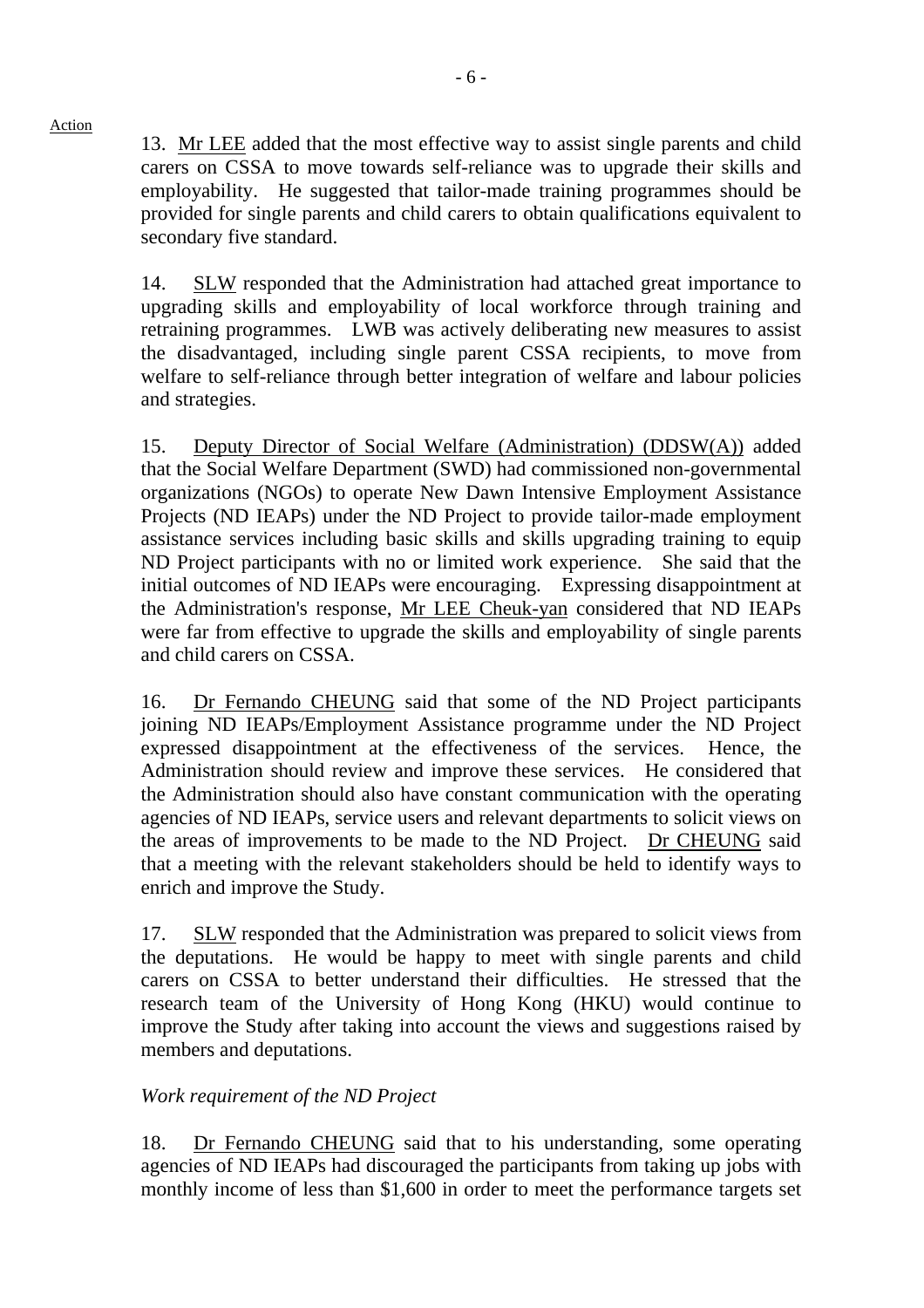Action

13. Mr LEE added that the most effective way to assist single parents and child carers on CSSA to move towards self-reliance was to upgrade their skills and employability. He suggested that tailor-made training programmes should be provided for single parents and child carers to obtain qualifications equivalent to secondary five standard.

14. SLW responded that the Administration had attached great importance to upgrading skills and employability of local workforce through training and retraining programmes. LWB was actively deliberating new measures to assist the disadvantaged, including single parent CSSA recipients, to move from welfare to self-reliance through better integration of welfare and labour policies and strategies.

15. Deputy Director of Social Welfare (Administration) (DDSW(A)) added that the Social Welfare Department (SWD) had commissioned non-governmental organizations (NGOs) to operate New Dawn Intensive Employment Assistance Projects (ND IEAPs) under the ND Project to provide tailor-made employment assistance services including basic skills and skills upgrading training to equip ND Project participants with no or limited work experience. She said that the initial outcomes of ND IEAPs were encouraging. Expressing disappointment at the Administration's response, Mr LEE Cheuk-yan considered that ND IEAPs were far from effective to upgrade the skills and employability of single parents and child carers on CSSA.

16. Dr Fernando CHEUNG said that some of the ND Project participants joining ND IEAPs/Employment Assistance programme under the ND Project expressed disappointment at the effectiveness of the services. Hence, the Administration should review and improve these services. He considered that the Administration should also have constant communication with the operating agencies of ND IEAPs, service users and relevant departments to solicit views on the areas of improvements to be made to the ND Project. Dr CHEUNG said that a meeting with the relevant stakeholders should be held to identify ways to enrich and improve the Study.

17. SLW responded that the Administration was prepared to solicit views from the deputations. He would be happy to meet with single parents and child carers on CSSA to better understand their difficulties. He stressed that the research team of the University of Hong Kong (HKU) would continue to improve the Study after taking into account the views and suggestions raised by members and deputations.

*Work requirement of the ND Project*

18. Dr Fernando CHEUNG said that to his understanding, some operating agencies of ND IEAPs had discouraged the participants from taking up jobs with monthly income of less than $1,600 in order to meet the performance targets set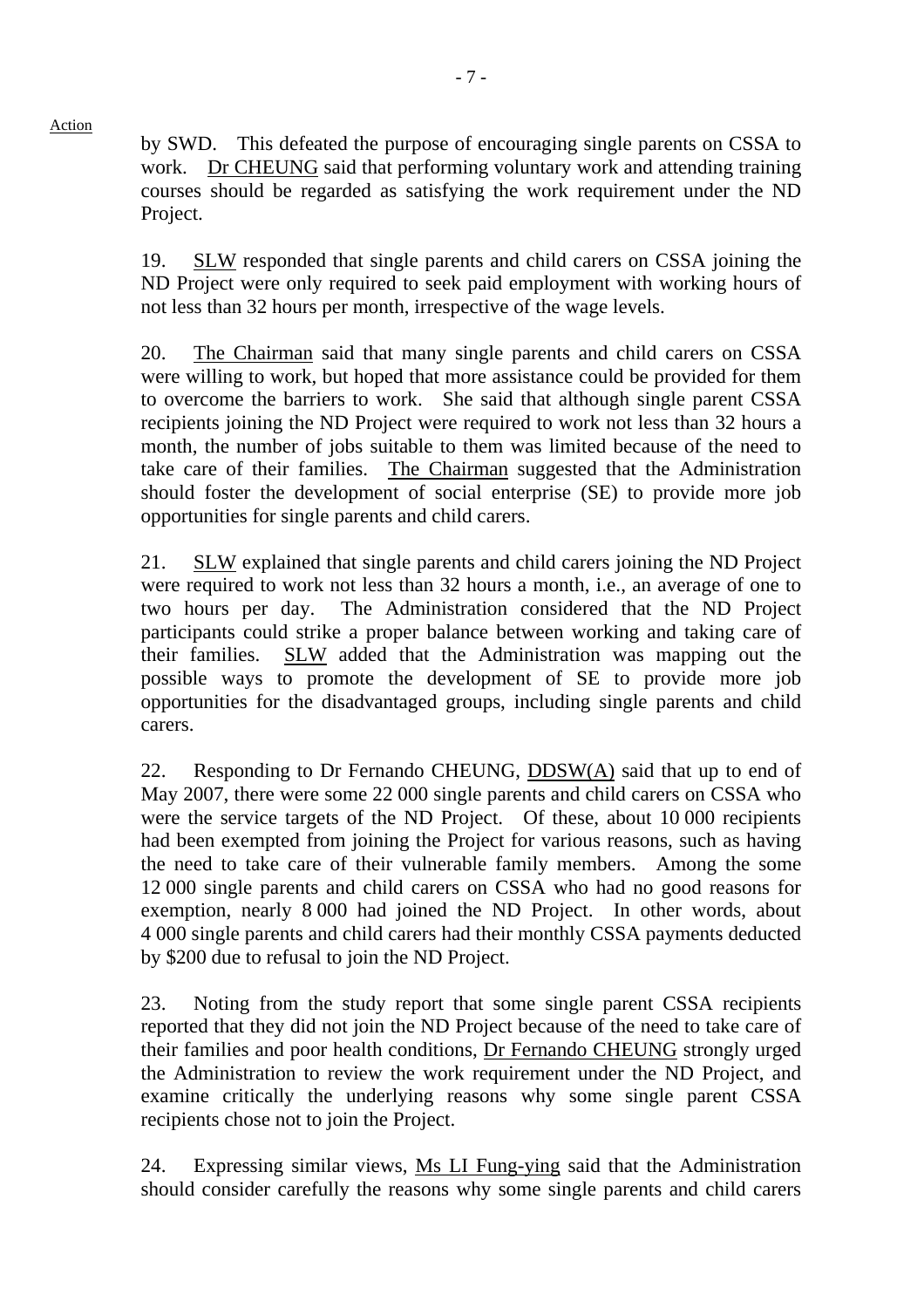by SWD. This defeated the purpose of encouraging single parents on CSSA to work. Dr CHEUNG said that performing voluntary work and attending training courses should be regarded as satisfying the work requirement under the ND Project.

19. SLW responded that single parents and child carers on CSSA joining the ND Project were only required to seek paid employment with working hours of not less than 32 hours per month, irrespective of the wage levels.

20. The Chairman said that many single parents and child carers on CSSA were willing to work, but hoped that more assistance could be provided for them to overcome the barriers to work. She said that although single parent CSSA recipients joining the ND Project were required to work not less than 32 hours a month, the number of jobs suitable to them was limited because of the need to take care of their families. The Chairman suggested that the Administration should foster the development of social enterprise (SE) to provide more job opportunities for single parents and child carers.

21. SLW explained that single parents and child carers joining the ND Project were required to work not less than 32 hours a month, i.e., an average of one to two hours per day. The Administration considered that the ND Project participants could strike a proper balance between working and taking care of their families. SLW added that the Administration was mapping out the possible ways to promote the development of SE to provide more job opportunities for the disadvantaged groups, including single parents and child carers.

22. Responding to Dr Fernando CHEUNG, DDSW(A) said that up to end of May 2007, there were some 22 000 single parents and child carers on CSSA who were the service targets of the ND Project. Of these, about 10 000 recipients had been exempted from joining the Project for various reasons, such as having the need to take care of their vulnerable family members. Among the some 12 000 single parents and child carers on CSSA who had no good reasons for exemption, nearly 8 000 had joined the ND Project. In other words, about 4 000 single parents and child carers had their monthly CSSA payments deducted by $200 due to refusal to join the ND Project.

23. Noting from the study report that some single parent CSSA recipients reported that they did not join the ND Project because of the need to take care of their families and poor health conditions, Dr Fernando CHEUNG strongly urged the Administration to review the work requirement under the ND Project, and examine critically the underlying reasons why some single parent CSSA recipients chose not to join the Project.

24. Expressing similar views, Ms LI Fung-ying said that the Administration should consider carefully the reasons why some single parents and child carers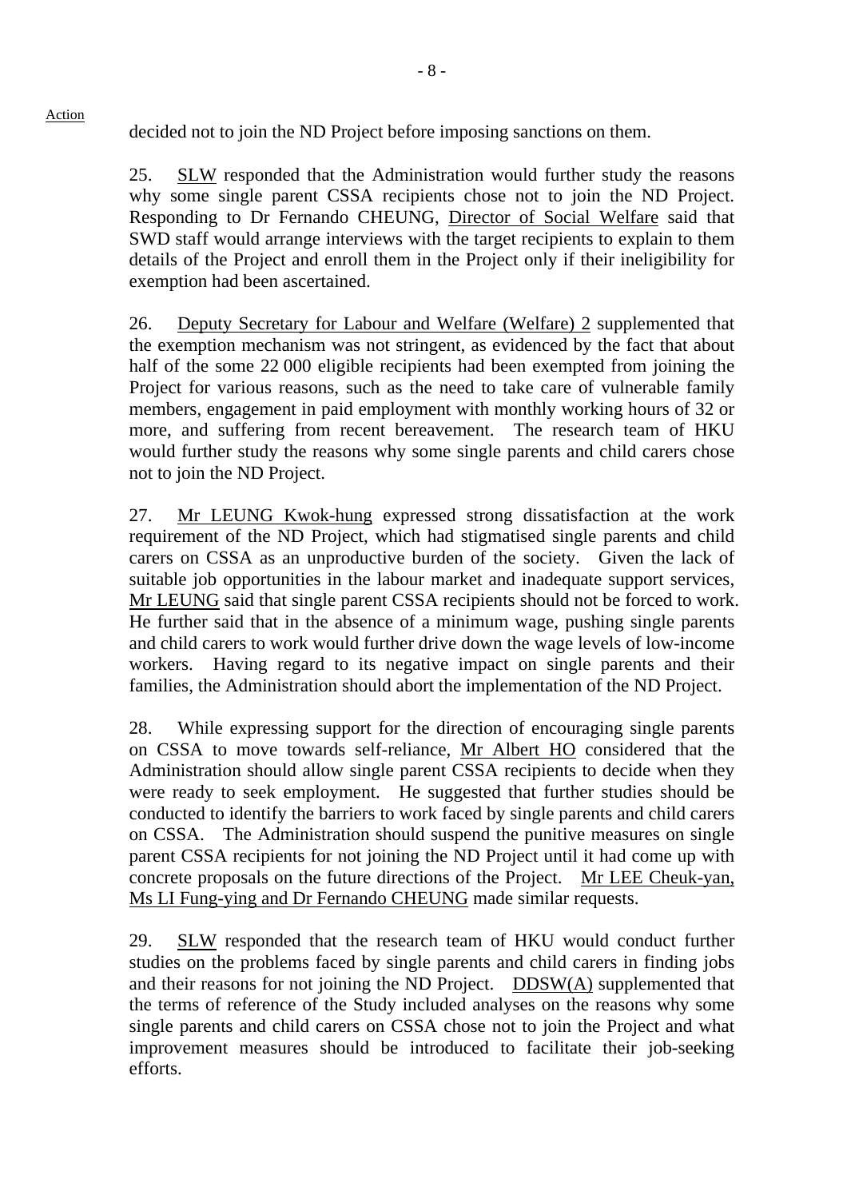Action

decided not to join the ND Project before imposing sanctions on them.

25. SLW responded that the Administration would further study the reasons why some single parent CSSA recipients chose not to join the ND Project. Responding to Dr Fernando CHEUNG, Director of Social Welfare said that SWD staff would arrange interviews with the target recipients to explain to them details of the Project and enroll them in the Project only if their ineligibility for exemption had been ascertained.

26. Deputy Secretary for Labour and Welfare (Welfare) 2 supplemented that the exemption mechanism was not stringent, as evidenced by the fact that about half of the some 22 000 eligible recipients had been exempted from joining the Project for various reasons, such as the need to take care of vulnerable family members, engagement in paid employment with monthly working hours of 32 or more, and suffering from recent bereavement. The research team of HKU would further study the reasons why some single parents and child carers chose not to join the ND Project.

27. Mr LEUNG Kwok-hung expressed strong dissatisfaction at the work requirement of the ND Project, which had stigmatised single parents and child carers on CSSA as an unproductive burden of the society. Given the lack of suitable job opportunities in the labour market and inadequate support services, Mr LEUNG said that single parent CSSA recipients should not be forced to work. He further said that in the absence of a minimum wage, pushing single parents and child carers to work would further drive down the wage levels of low-income workers. Having regard to its negative impact on single parents and their families, the Administration should abort the implementation of the ND Project.

28. While expressing support for the direction of encouraging single parents on CSSA to move towards self-reliance, Mr Albert HO considered that the Administration should allow single parent CSSA recipients to decide when they were ready to seek employment. He suggested that further studies should be conducted to identify the barriers to work faced by single parents and child carers on CSSA. The Administration should suspend the punitive measures on single parent CSSA recipients for not joining the ND Project until it had come up with concrete proposals on the future directions of the Project. Mr LEE Cheuk-yan, Ms LI Fung-ying and Dr Fernando CHEUNG made similar requests.

29. SLW responded that the research team of HKU would conduct further studies on the problems faced by single parents and child carers in finding jobs and their reasons for not joining the ND Project. DDSW(A) supplemented that the terms of reference of the Study included analyses on the reasons why some single parents and child carers on CSSA chose not to join the Project and what improvement measures should be introduced to facilitate their job-seeking efforts.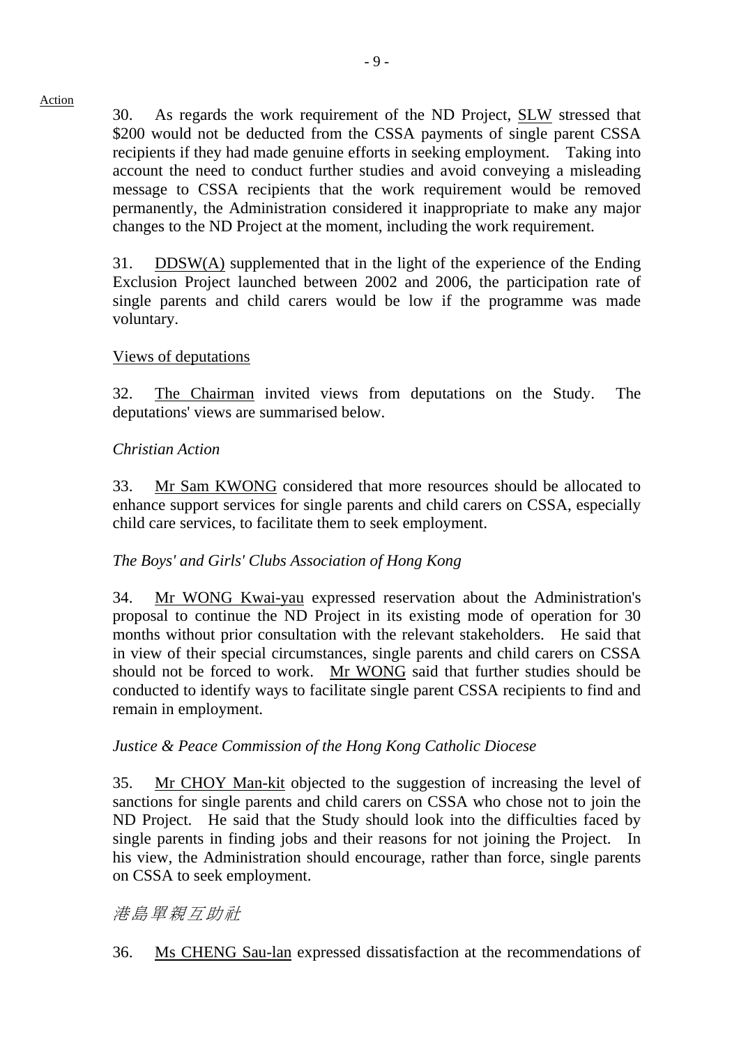Action

30. As regards the work requirement of the ND Project, SLW stressed that $200 would not be deducted from the CSSA payments of single parent CSSA recipients if they had made genuine efforts in seeking employment. Taking into account the need to conduct further studies and avoid conveying a misleading message to CSSA recipients that the work requirement would be removed permanently, the Administration considered it inappropriate to make any major changes to the ND Project at the moment, including the work requirement.

31. DDSW(A) supplemented that in the light of the experience of the Ending Exclusion Project launched between 2002 and 2006, the participation rate of single parents and child carers would be low if the programme was made voluntary.

Views of deputations

32. The Chairman invited views from deputations on the Study. The deputations' views are summarised below.

*Christian Action*

33. Mr Sam KWONG considered that more resources should be allocated to enhance support services for single parents and child carers on CSSA, especially child care services, to facilitate them to seek employment.

*The Boys' and Girls' Clubs Association of Hong Kong*

34. Mr WONG Kwai-yau expressed reservation about the Administration's proposal to continue the ND Project in its existing mode of operation for 30 months without prior consultation with the relevant stakeholders. He said that in view of their special circumstances, single parents and child carers on CSSA should not be forced to work. Mr WONG said that further studies should be conducted to identify ways to facilitate single parent CSSA recipients to find and remain in employment.

*Justice & Peace Commission of the Hong Kong Catholic Diocese*

35. Mr CHOY Man-kit objected to the suggestion of increasing the level of sanctions for single parents and child carers on CSSA who chose not to join the ND Project. He said that the Study should look into the difficulties faced by single parents in finding jobs and their reasons for not joining the Project. In his view, the Administration should encourage, rather than force, single parents on CSSA to seek employment.

*港島單親互助社*

36. Ms CHENG Sau-lan expressed dissatisfaction at the recommendations of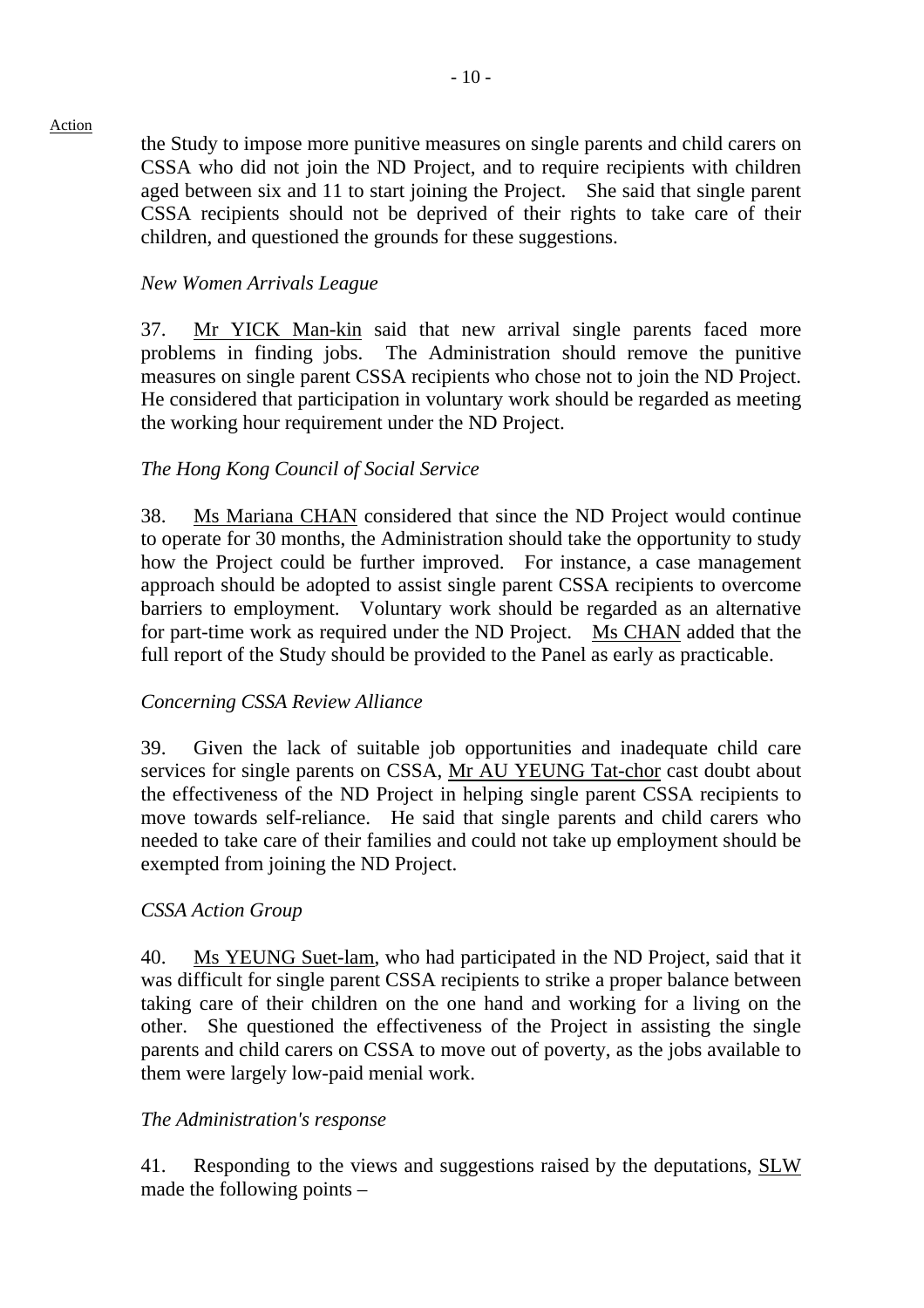Action

the Study to impose more punitive measures on single parents and child carers on CSSA who did not join the ND Project, and to require recipients with children aged between six and 11 to start joining the Project. She said that single parent CSSA recipients should not be deprived of their rights to take care of their children, and questioned the grounds for these suggestions.

*New Women Arrivals League*

37. Mr YICK Man-kin said that new arrival single parents faced more problems in finding jobs. The Administration should remove the punitive measures on single parent CSSA recipients who chose not to join the ND Project. He considered that participation in voluntary work should be regarded as meeting the working hour requirement under the ND Project.

*The Hong Kong Council of Social Service*

38. Ms Mariana CHAN considered that since the ND Project would continue to operate for 30 months, the Administration should take the opportunity to study how the Project could be further improved. For instance, a case management approach should be adopted to assist single parent CSSA recipients to overcome barriers to employment. Voluntary work should be regarded as an alternative for part-time work as required under the ND Project. Ms CHAN added that the full report of the Study should be provided to the Panel as early as practicable.

*Concerning CSSA Review Alliance*

39. Given the lack of suitable job opportunities and inadequate child care services for single parents on CSSA, Mr AU YEUNG Tat-chor cast doubt about the effectiveness of the ND Project in helping single parent CSSA recipients to move towards self-reliance. He said that single parents and child carers who needed to take care of their families and could not take up employment should be exempted from joining the ND Project.

*CSSA Action Group*

40. Ms YEUNG Suet-lam, who had participated in the ND Project, said that it was difficult for single parent CSSA recipients to strike a proper balance between taking care of their children on the one hand and working for a living on the other. She questioned the effectiveness of the Project in assisting the single parents and child carers on CSSA to move out of poverty, as the jobs available to them were largely low-paid menial work.

*The Administration's response*

41. Responding to the views and suggestions raised by the deputations, SLW made the following points –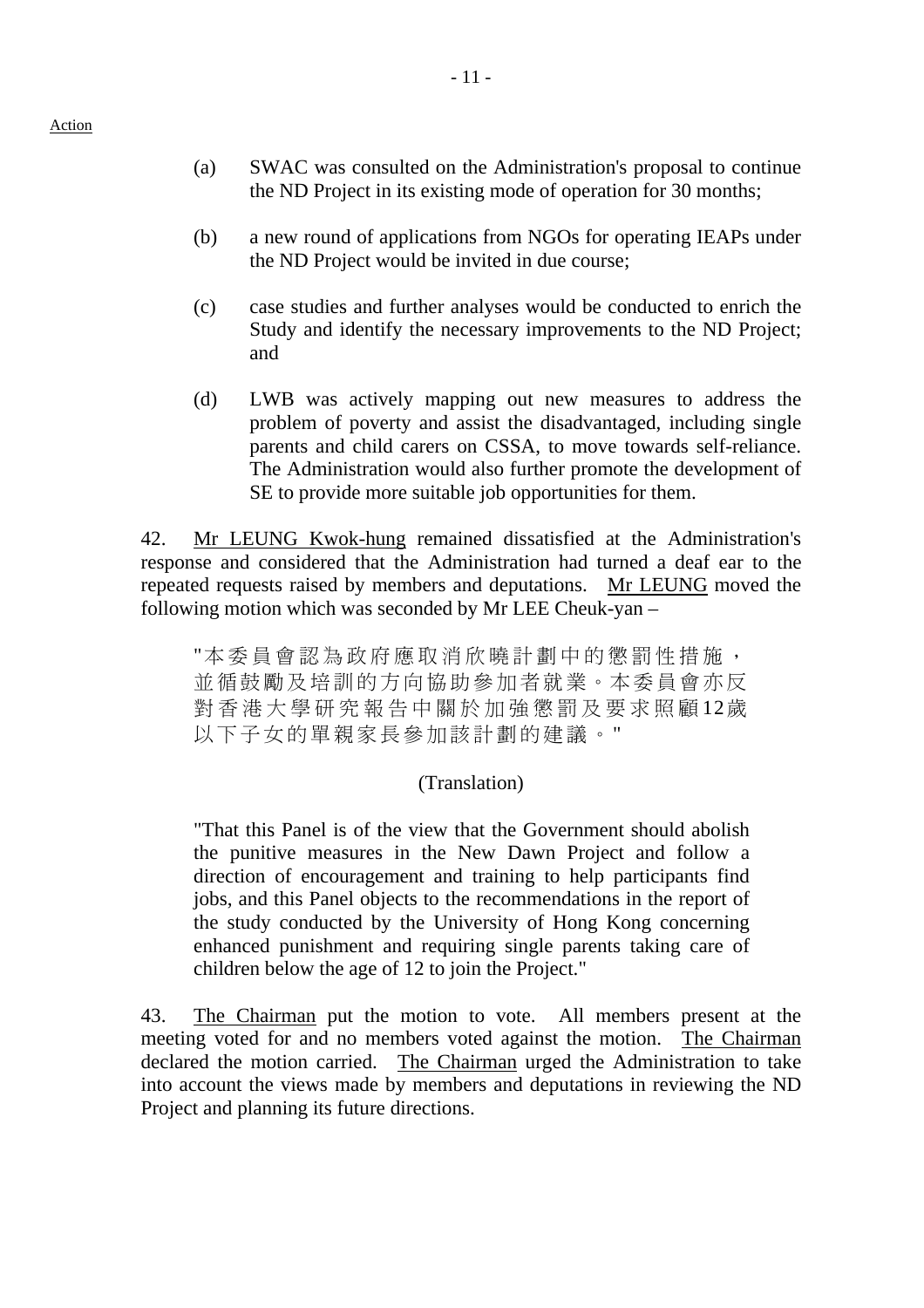Action

(a) SWAC was consulted on the Administration's proposal to continue the ND Project in its existing mode of operation for 30 months;

(b) a new round of applications from NGOs for operating IEAPs under the ND Project would be invited in due course;

(c) case studies and further analyses would be conducted to enrich the Study and identify the necessary improvements to the ND Project; and

(d) LWB was actively mapping out new measures to address the problem of poverty and assist the disadvantaged, including single parents and child carers on CSSA, to move towards self-reliance. The Administration would also further promote the development of SE to provide more suitable job opportunities for them.

42. Mr LEUNG Kwok-hung remained dissatisfied at the Administration's response and considered that the Administration had turned a deaf ear to the repeated requests raised by members and deputations. Mr LEUNG moved the following motion which was seconded by Mr LEE Cheuk-yan –

> "本委員會認為政府應取消欣曉計劃中的懲罰性措施，並循鼓勵及培訓的方向協助參加者就業。本委員會亦反對香港大學研究報告中關於加強懲罰及要求照顧12歲以下子女的單親家長參加該計劃的建議。"
>
> (Translation)
>
> "That this Panel is of the view that the Government should abolish the punitive measures in the New Dawn Project and follow a direction of encouragement and training to help participants find jobs, and this Panel objects to the recommendations in the report of the study conducted by the University of Hong Kong concerning enhanced punishment and requiring single parents taking care of children below the age of 12 to join the Project."

43. The Chairman put the motion to vote. All members present at the meeting voted for and no members voted against the motion. The Chairman declared the motion carried. The Chairman urged the Administration to take into account the views made by members and deputations in reviewing the ND Project and planning its future directions.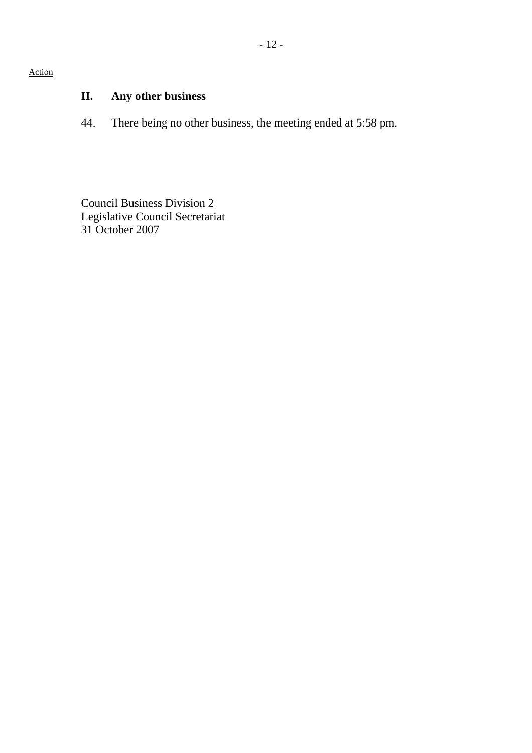Action

## II. Any other business

44. There being no other business, the meeting ended at 5:58 pm.

Council Business Division 2
Legislative Council Secretariat
31 October 2007